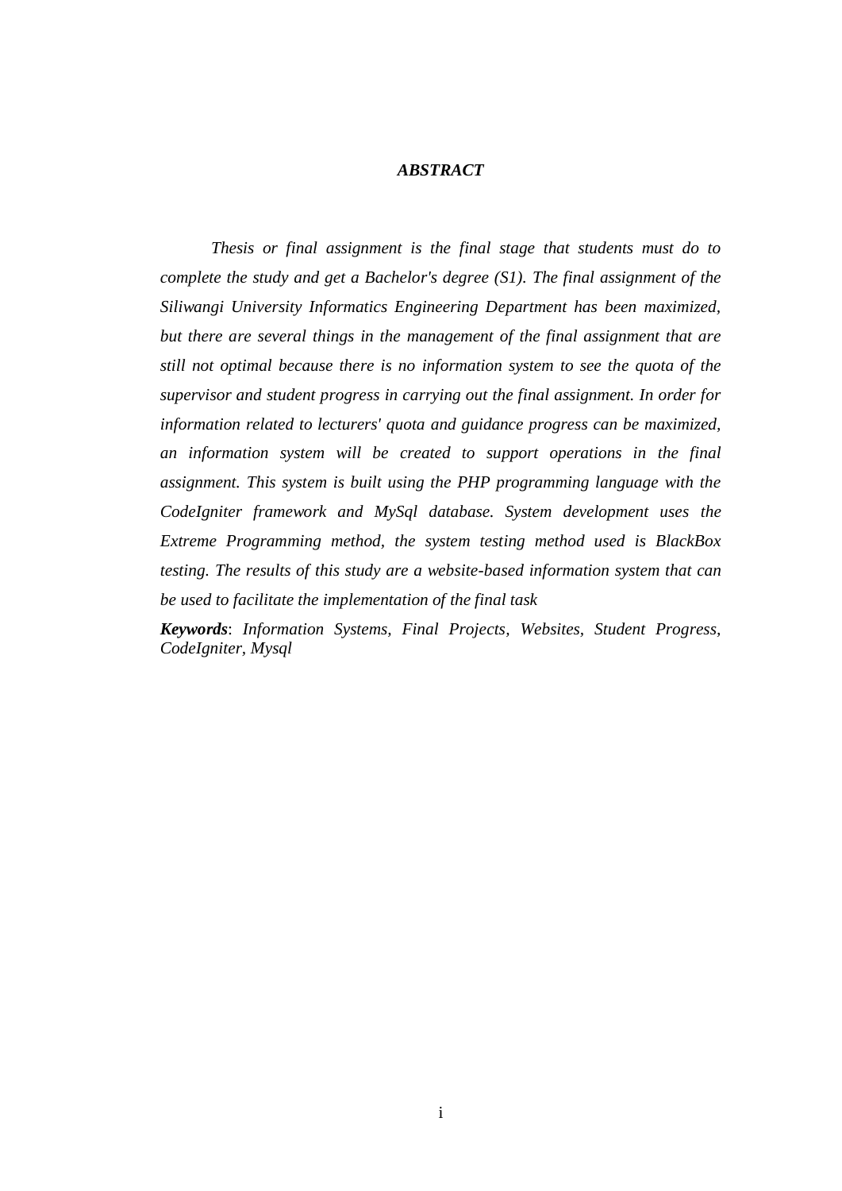# *ABSTRACT*

*Thesis or final assignment is the final stage that students must do to complete the study and get a Bachelor's degree (S1). The final assignment of the Siliwangi University Informatics Engineering Department has been maximized, but there are several things in the management of the final assignment that are still not optimal because there is no information system to see the quota of the supervisor and student progress in carrying out the final assignment. In order for information related to lecturers' quota and guidance progress can be maximized, an information system will be created to support operations in the final assignment. This system is built using the PHP programming language with the CodeIgniter framework and MySql database. System development uses the Extreme Programming method, the system testing method used is BlackBox testing. The results of this study are a website-based information system that can be used to facilitate the implementation of the final task*

***Keywords***: *Information Systems, Final Projects, Websites, Student Progress, CodeIgniter, Mysql*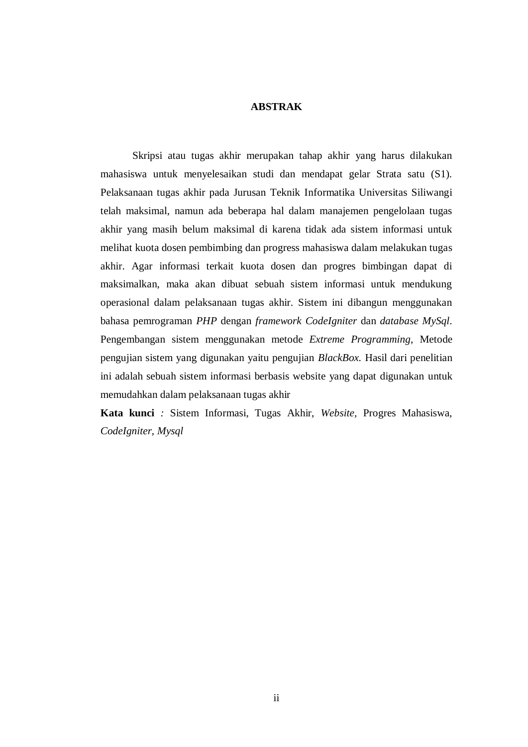# ABSTRAK

Skripsi atau tugas akhir merupakan tahap akhir yang harus dilakukan mahasiswa untuk menyelesaikan studi dan mendapat gelar Strata satu (S1). Pelaksanaan tugas akhir pada Jurusan Teknik Informatika Universitas Siliwangi telah maksimal, namun ada beberapa hal dalam manajemen pengelolaan tugas akhir yang masih belum maksimal di karena tidak ada sistem informasi untuk melihat kuota dosen pembimbing dan progress mahasiswa dalam melakukan tugas akhir. Agar informasi terkait kuota dosen dan progres bimbingan dapat di maksimalkan, maka akan dibuat sebuah sistem informasi untuk mendukung operasional dalam pelaksanaan tugas akhir. Sistem ini dibangun menggunakan bahasa pemrograman *PHP* dengan *framework CodeIgniter* dan *database MySql*. Pengembangan sistem menggunakan metode *Extreme Programming,* Metode pengujian sistem yang digunakan yaitu pengujian *BlackBox.* Hasil dari penelitian ini adalah sebuah sistem informasi berbasis website yang dapat digunakan untuk memudahkan dalam pelaksanaan tugas akhir

**Kata kunci** *:* Sistem Informasi, Tugas Akhir, *Website,* Progres Mahasiswa, *CodeIgniter*, *Mysql*